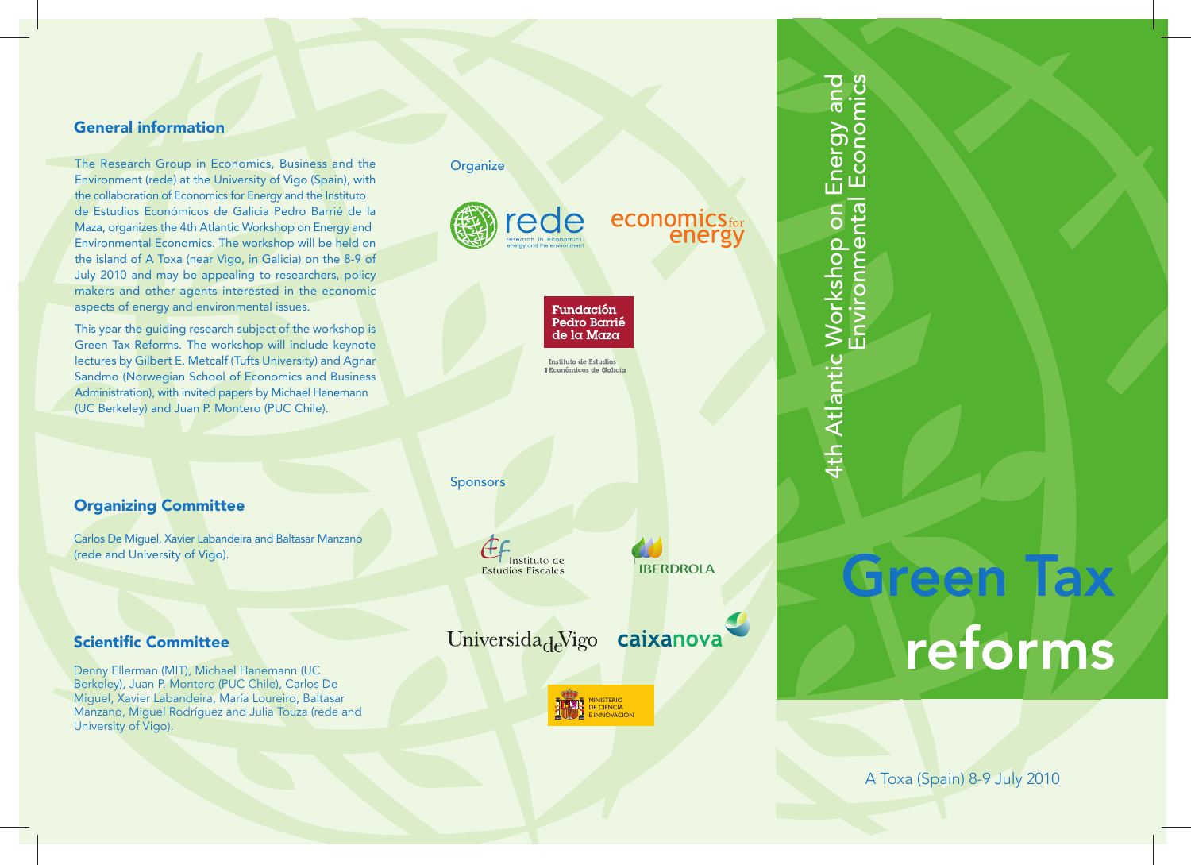## General information

The Research Group in Economics, Business and the Environment (rede) at the University of Vigo (Spain), with the collaboration of Economics for Energy and the Instituto de Estudios Económicos de Galicia Pedro Barrié de la Maza, organizes the 4th Atlantic Workshop on Energy and Environmental Economics. The workshop will be held on the island of A Toxa (near Vigo, in Galicia) on the 8-9 of July 2010 and may be appealing to researchers, policy makers and other agents interested in the economic aspects of energy and environmental issues.

This year the guiding research subject of the workshop is Green Tax Reforms. The workshop will include keynote lectures by Gilbert E. Metcalf (Tufts University) and Agnar Sandmo (Norwegian School of Economics and Business Administration), with invited papers by Michael Hanemann (UC Berkeley) and Juan P. Montero (PUC Chile).

## Organizing Committee

Carlos De Miguel, Xavier Labandeira and Baltasar Manzano (rede and University of Vigo).

## Scientific Committee

Denny Ellerman (MIT), Michael Hanemann (UC Berkeley), Juan P. Montero (PUC Chile), Carlos De Miguel, Xavier Labandeira, María Loureiro, Baltasar Manzano, Miguel Rodríguez and Julia Touza (rede and University of Vigo).

Organize

rede – research in economics, energy and the environment

economics for energy

Fundación Pedro Barrié de la Maza – Instituto de Estudios Económicos de Galicia

Sponsors

Instituto de Estudios Fiscales

IBERDROLA

Universidade Vigo

caixanova

Ministerio de Ciencia e Innovación

# 4th Atlantic Workshop on Energy and Environmental Economics

# Green Tax reforms

A Toxa (Spain) 8-9 July 2010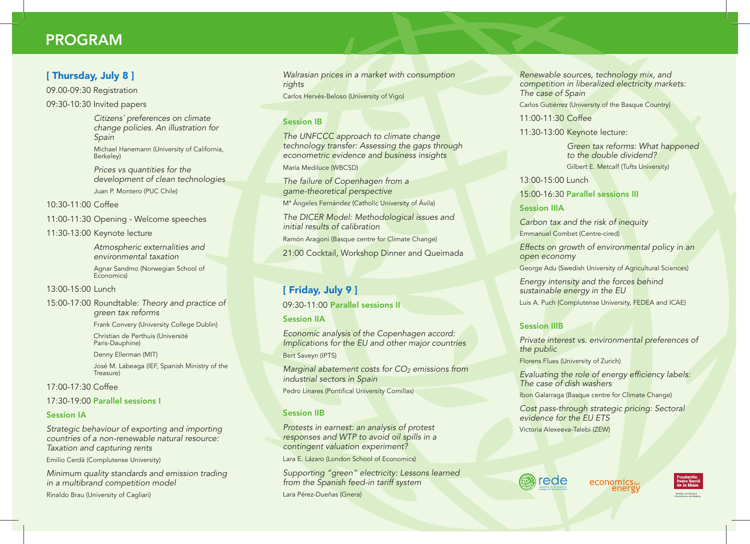# PROGRAM

## [ Thursday, July 8 ]

09.00-09:30 Registration

09:30-10:30 Invited papers

*Citizens´ preferences on climate change policies. An illustration for Spain*
Michael Hanemann (University of California, Berkeley)

*Prices vs quantities for the development of clean technologies*
Juan P. Montero (PUC Chile)

10:30-11:00 Coffee

11:00-11:30 Opening - Welcome speeches

11:30-13:00 Keynote lecture

*Atmospheric externalities and environmental taxation*
Agnar Sandmo (Norwegian School of Economics)

13:00-15:00 Lunch

15:00-17:00 Roundtable: *Theory and practice of green tax reforms*

Frank Convery (University College Dublin)

Christian de Perthuis (Université Paris-Dauphine)

Denny Ellerman (MIT)

José M. Labeaga (IEF, Spanish Ministry of the Treasure)

17:00-17:30 Coffee

17:30-19:00 **Parallel sessions I**

### Session IA

*Strategic behaviour of exporting and importing countries of a non-renewable natural resource: Taxation and capturing rents*
Emilio Cerdá (Complutense University)

*Minimum quality standards and emission trading in a multibrand competition model*
Rinaldo Brau (University of Cagliari)

*Walrasian prices in a market with consumption rights*
Carlos Hervés-Beloso (University of Vigo)

### Session IB

*The UNFCCC approach to climate change technology transfer: Assessing the gaps through econometric evidence and business insights*
María Mediluce (WBCSD)

*The failure of Copenhagen from a game-theoretical perspective*
Mª Ángeles Fernández (Catholic University of Ávila)

*The DICER Model: Methodological issues and initial results of calibration*
Ramón Aragoni (Basque centre for Climate Change)

21:00 Cocktail, Workshop Dinner and Queimada

## [ Friday, July 9 ]

09:30-11:00 **Parallel sessions II**

### Session IIA

*Economic analysis of the Copenhagen accord: Implications for the EU and other major countries*
Bert Saveyn (IPTS)

*Marginal abatement costs for $CO_2$ emissions from industrial sectors in Spain*
Pedro Linares (Pontifical University Comillas)

### Session IIB

*Protests in earnest: an analysis of protest responses and WTP to avoid oil spills in a contingent valuation experiment?*
Lara E. Lázaro (London School of Economics)

*Supporting "green" electricity: Lessons learned from the Spanish feed-in tariff system*
Lara Pérez-Dueñas (Gnera)

*Renewable sources, technology mix, and competition in liberalized electricity markets: The case of Spain*
Carlos Gutiérrez (University of the Basque Country)

11:00-11:30 Coffee

11:30-13:00 Keynote lecture:

*Green tax reforms: What happened to the double dividend?*
Gilbert E. Metcalf (Tufts University)

13:00-15:00 Lunch

15:00-16:30 **Parallel sessions III**

### Session IIIA

*Carbon tax and the risk of inequity*
Emmanuel Combet (Centre-cired)

*Effects on growth of environmental policy in an open economy*
George Adu (Swedish University of Agricultural Sciences)

*Energy intensity and the forces behind sustainable energy in the EU*
Luis A. Puch (Complutense University, FEDEA and ICAE)

### Session IIIB

*Private interest vs. environmental preferences of the public*
Florens Flues (University of Zurich)

*Evaluating the role of energy efficiency labels: The case of dish washers*
Ibon Galarraga (Basque centre for Climate Change)

*Cost pass-through strategic pricing: Sectoral evidence for the EU ETS*
Victoria Alexeeva-Talebi (ZEW)

rede — economics for energy — Fundación Pedro Barrié de la Maza